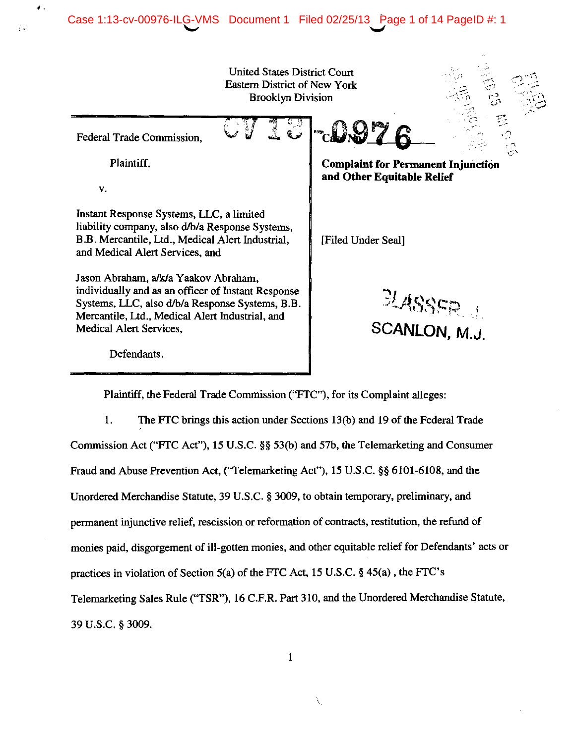United States District Court
Eastern District of New York
Brooklyn Division

| | |
|---|---|
| Federal Trade Commission,<br><br>Plaintiff,<br><br>v.<br><br>Instant Response Systems, LLC, a limited liability company, also d/b/a Response Systems, B.B. Mercantile, Ltd., Medical Alert Industrial, and Medical Alert Services, and<br><br>Jason Abraham, a/k/a Yaakov Abraham, individually and as an officer of Instant Response Systems, LLC, also d/b/a Response Systems, B.B. Mercantile, Ltd., Medical Alert Industrial, and Medical Alert Services,<br><br>Defendants. | CV 13 Case No. 0976<br><br>**Complaint for Permanent Injunction and Other Equitable Relief**<br><br>[Filed Under Seal]<br><br>GLASSER, J.<br>SCANLON, M.J. |

Plaintiff, the Federal Trade Commission ("FTC"), for its Complaint alleges:

1. The FTC brings this action under Sections 13(b) and 19 of the Federal Trade Commission Act ("FTC Act"), 15 U.S.C. §§ 53(b) and 57b, the Telemarketing and Consumer Fraud and Abuse Prevention Act, ("Telemarketing Act"), 15 U.S.C. §§ 6101-6108, and the Unordered Merchandise Statute, 39 U.S.C. § 3009, to obtain temporary, preliminary, and permanent injunctive relief, rescission or reformation of contracts, restitution, the refund of monies paid, disgorgement of ill-gotten monies, and other equitable relief for Defendants' acts or practices in violation of Section 5(a) of the FTC Act, 15 U.S.C. § 45(a) , the FTC's Telemarketing Sales Rule ("TSR"), 16 C.F.R. Part 310, and the Unordered Merchandise Statute, 39 U.S.C. § 3009.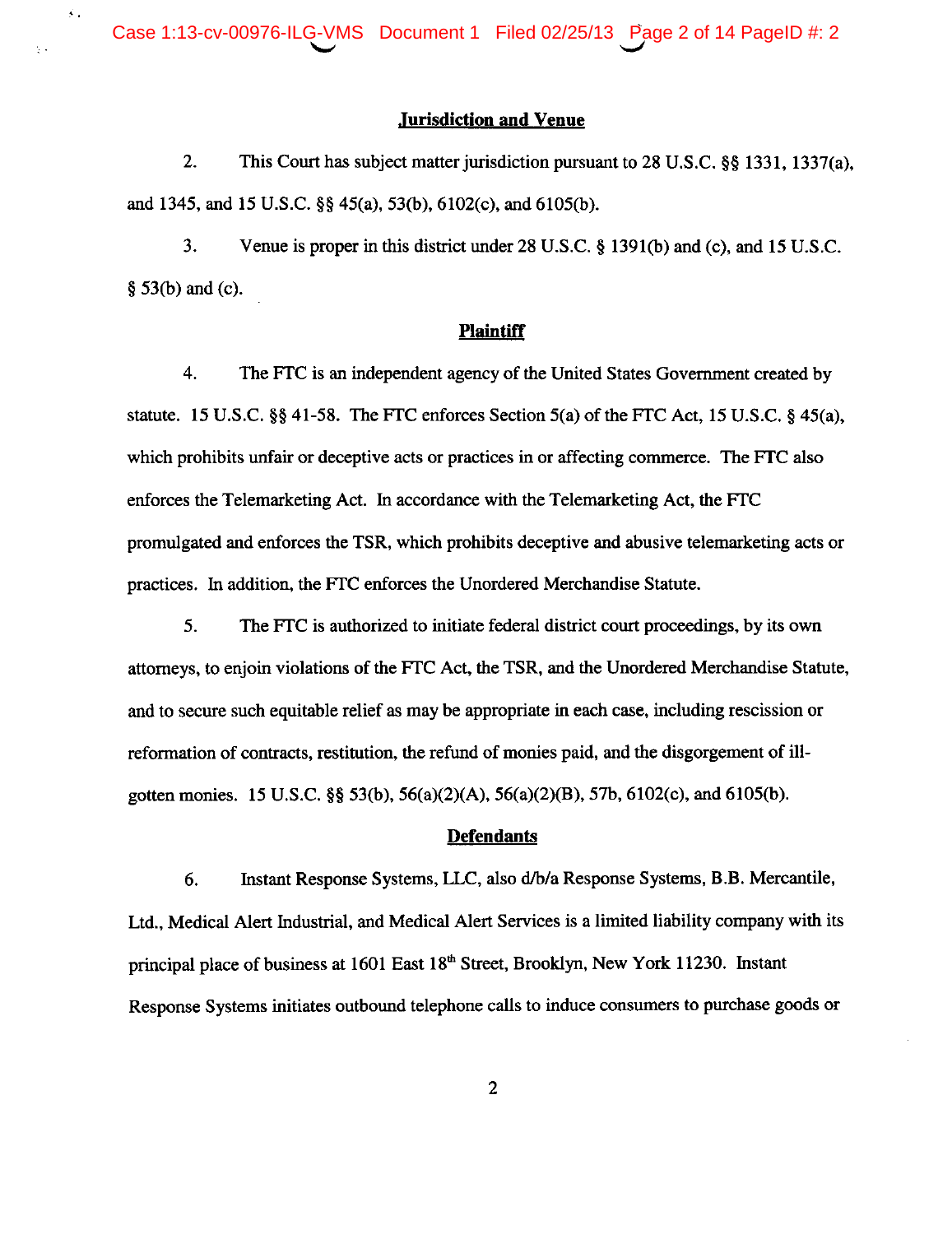## Jurisdiction and Venue

2. This Court has subject matter jurisdiction pursuant to 28 U.S.C. §§ 1331, 1337(a), and 1345, and 15 U.S.C. §§ 45(a), 53(b), 6102(c), and 6105(b).

3. Venue is proper in this district under 28 U.S.C. § 1391(b) and (c), and 15 U.S.C. § 53(b) and (c).

## Plaintiff

4. The FTC is an independent agency of the United States Government created by statute. 15 U.S.C. §§ 41-58. The FTC enforces Section 5(a) of the FTC Act, 15 U.S.C. § 45(a), which prohibits unfair or deceptive acts or practices in or affecting commerce. The FTC also enforces the Telemarketing Act. In accordance with the Telemarketing Act, the FTC promulgated and enforces the TSR, which prohibits deceptive and abusive telemarketing acts or practices. In addition, the FTC enforces the Unordered Merchandise Statute.

5. The FTC is authorized to initiate federal district court proceedings, by its own attorneys, to enjoin violations of the FTC Act, the TSR, and the Unordered Merchandise Statute, and to secure such equitable relief as may be appropriate in each case, including rescission or reformation of contracts, restitution, the refund of monies paid, and the disgorgement of ill-gotten monies. 15 U.S.C. §§ 53(b), 56(a)(2)(A), 56(a)(2)(B), 57b, 6102(c), and 6105(b).

## Defendants

6. Instant Response Systems, LLC, also d/b/a Response Systems, B.B. Mercantile, Ltd., Medical Alert Industrial, and Medical Alert Services is a limited liability company with its principal place of business at 1601 East 18th Street, Brooklyn, New York 11230. Instant Response Systems initiates outbound telephone calls to induce consumers to purchase goods or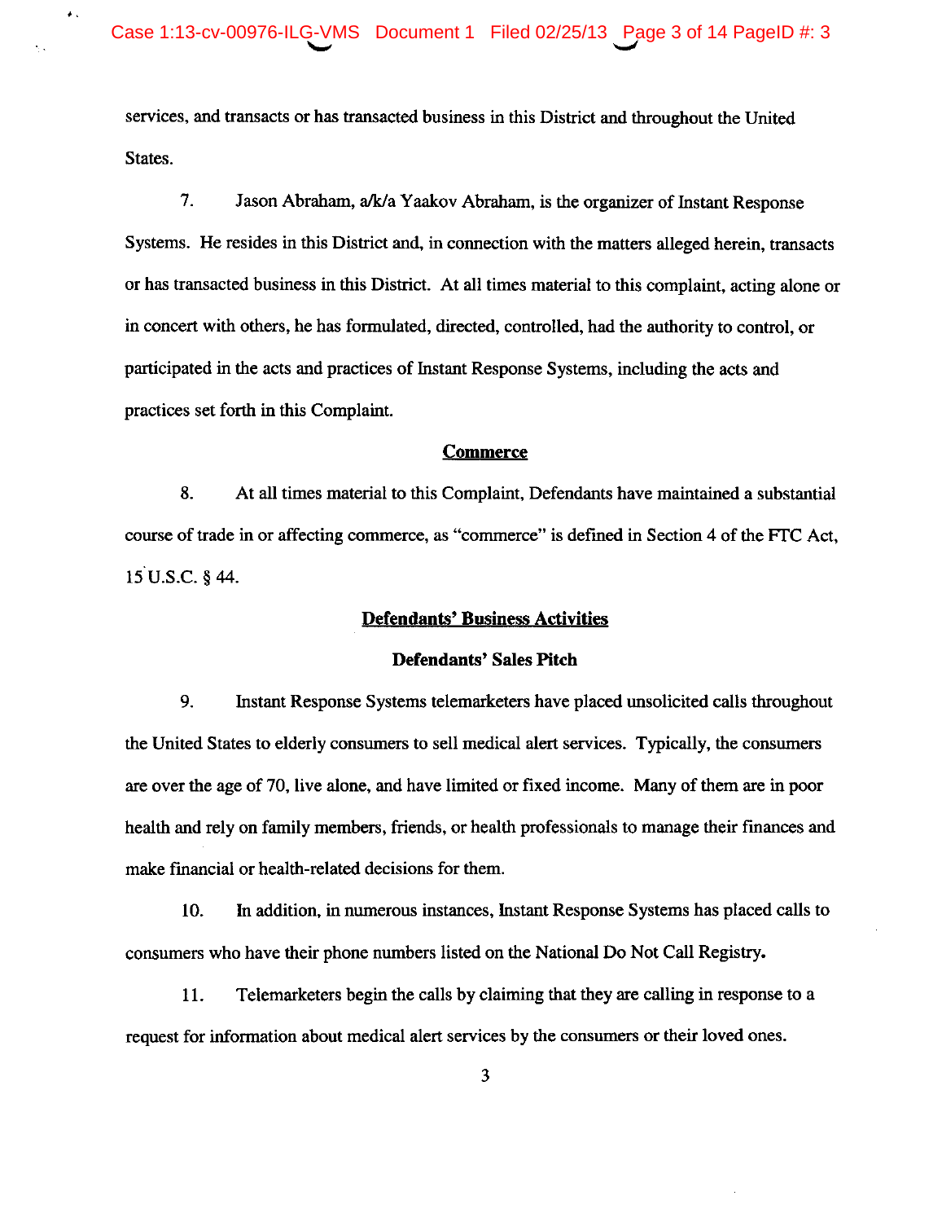services, and transacts or has transacted business in this District and throughout the United States.

7. Jason Abraham, a/k/a Yaakov Abraham, is the organizer of Instant Response Systems. He resides in this District and, in connection with the matters alleged herein, transacts or has transacted business in this District. At all times material to this complaint, acting alone or in concert with others, he has formulated, directed, controlled, had the authority to control, or participated in the acts and practices of Instant Response Systems, including the acts and practices set forth in this Complaint.

## Commerce

8. At all times material to this Complaint, Defendants have maintained a substantial course of trade in or affecting commerce, as "commerce" is defined in Section 4 of the FTC Act, 15 U.S.C. § 44.

## Defendants' Business Activities

### Defendants' Sales Pitch

9. Instant Response Systems telemarketers have placed unsolicited calls throughout the United States to elderly consumers to sell medical alert services. Typically, the consumers are over the age of 70, live alone, and have limited or fixed income. Many of them are in poor health and rely on family members, friends, or health professionals to manage their finances and make financial or health-related decisions for them.

10. In addition, in numerous instances, Instant Response Systems has placed calls to consumers who have their phone numbers listed on the National Do Not Call Registry.

11. Telemarketers begin the calls by claiming that they are calling in response to a request for information about medical alert services by the consumers or their loved ones.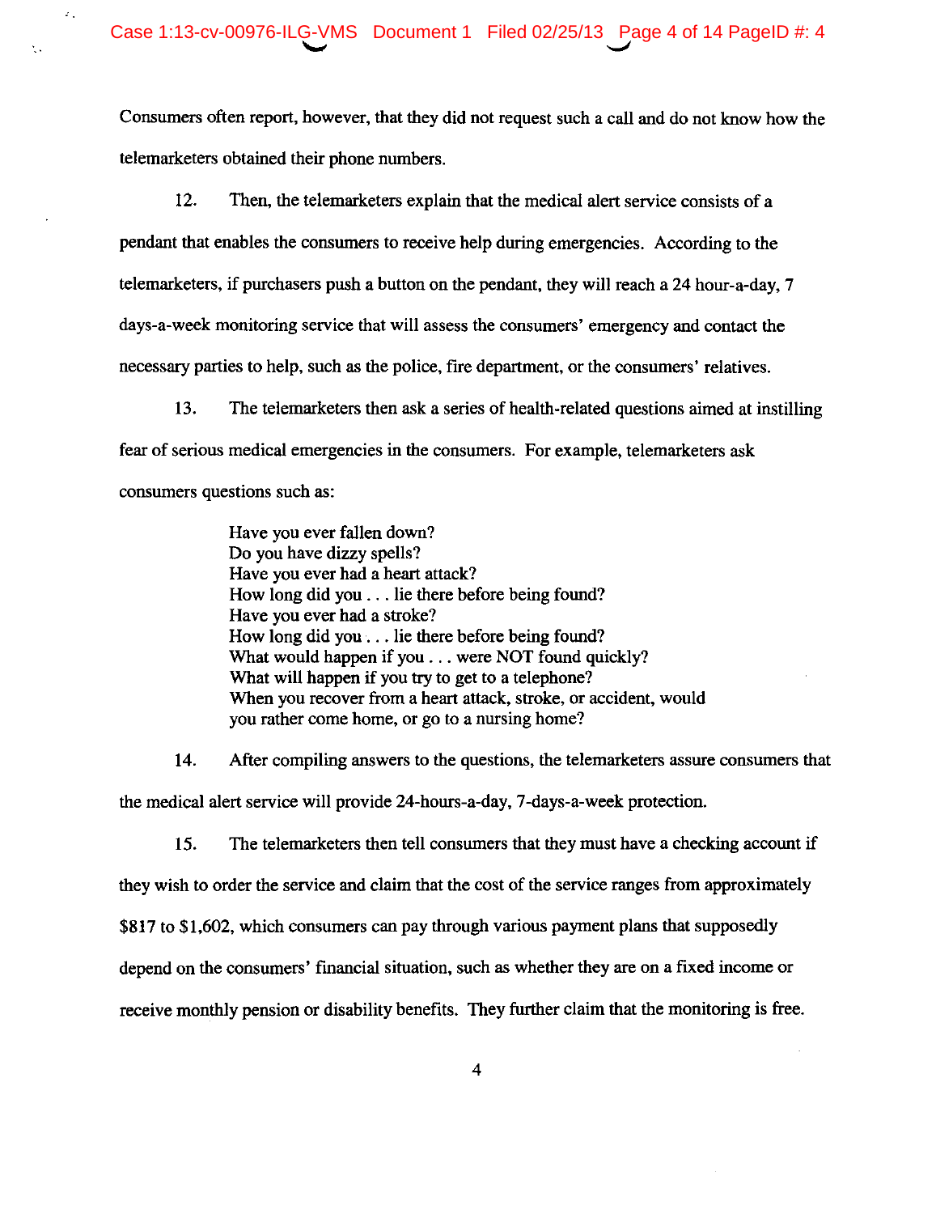Consumers often report, however, that they did not request such a call and do not know how the telemarketers obtained their phone numbers.

12. Then, the telemarketers explain that the medical alert service consists of a pendant that enables the consumers to receive help during emergencies. According to the telemarketers, if purchasers push a button on the pendant, they will reach a 24 hour-a-day, 7 days-a-week monitoring service that will assess the consumers' emergency and contact the necessary parties to help, such as the police, fire department, or the consumers' relatives.

13. The telemarketers then ask a series of health-related questions aimed at instilling fear of serious medical emergencies in the consumers. For example, telemarketers ask consumers questions such as:

> Have you ever fallen down?
> Do you have dizzy spells?
> Have you ever had a heart attack?
> How long did you . . . lie there before being found?
> Have you ever had a stroke?
> How long did you . . . lie there before being found?
> What would happen if you . . . were NOT found quickly?
> What will happen if you try to get to a telephone?
> When you recover from a heart attack, stroke, or accident, would you rather come home, or go to a nursing home?

14. After compiling answers to the questions, the telemarketers assure consumers that the medical alert service will provide 24-hours-a-day, 7-days-a-week protection.

15. The telemarketers then tell consumers that they must have a checking account if they wish to order the service and claim that the cost of the service ranges from approximately $817 to $1,602, which consumers can pay through various payment plans that supposedly depend on the consumers' financial situation, such as whether they are on a fixed income or receive monthly pension or disability benefits. They further claim that the monitoring is free.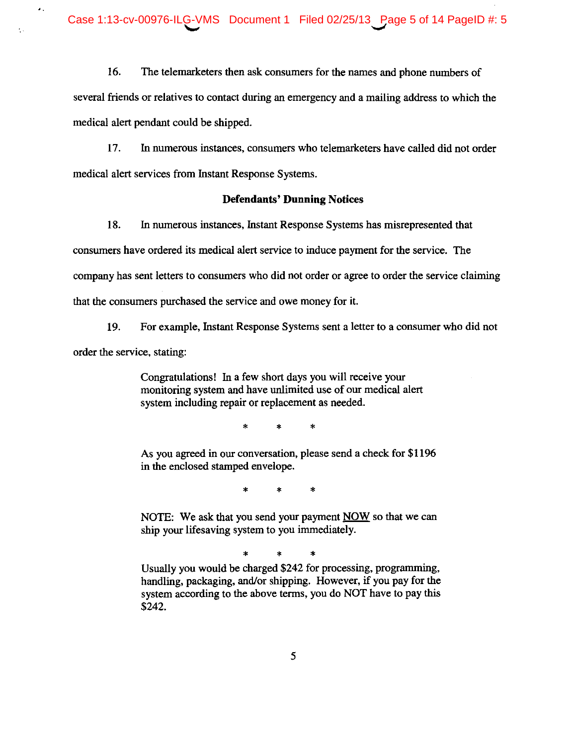16. The telemarketers then ask consumers for the names and phone numbers of several friends or relatives to contact during an emergency and a mailing address to which the medical alert pendant could be shipped.

17. In numerous instances, consumers who telemarketers have called did not order medical alert services from Instant Response Systems.

**Defendants' Dunning Notices**

18. In numerous instances, Instant Response Systems has misrepresented that consumers have ordered its medical alert service to induce payment for the service. The company has sent letters to consumers who did not order or agree to order the service claiming that the consumers purchased the service and owe money for it.

19. For example, Instant Response Systems sent a letter to a consumer who did not order the service, stating:

> Congratulations! In a few short days you will receive your monitoring system and have unlimited use of our medical alert system including repair or replacement as needed.
>
> \* \* \*
>
> As you agreed in our conversation, please send a check for $1196 in the enclosed stamped envelope.
>
> \* \* \*
>
> NOTE: We ask that you send your payment <u>NOW</u> so that we can ship your lifesaving system to you immediately.
>
> \* \* \*
>
> Usually you would be charged $242 for processing, programming, handling, packaging, and/or shipping. However, if you pay for the system according to the above terms, you do NOT have to pay this $242.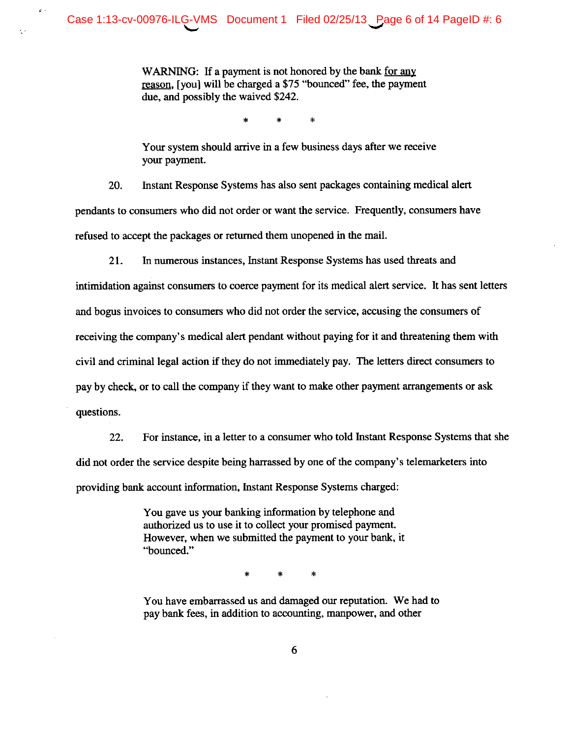> WARNING: If a payment is not honored by the bank <u>for any reason</u>, [you] will be charged a $75 "bounced" fee, the payment due, and possibly the waived $242.
>
> \* \* \*
>
> Your system should arrive in a few business days after we receive your payment.

20. Instant Response Systems has also sent packages containing medical alert pendants to consumers who did not order or want the service. Frequently, consumers have refused to accept the packages or returned them unopened in the mail.

21. In numerous instances, Instant Response Systems has used threats and intimidation against consumers to coerce payment for its medical alert service. It has sent letters and bogus invoices to consumers who did not order the service, accusing the consumers of receiving the company's medical alert pendant without paying for it and threatening them with civil and criminal legal action if they do not immediately pay. The letters direct consumers to pay by check, or to call the company if they want to make other payment arrangements or ask questions.

22. For instance, in a letter to a consumer who told Instant Response Systems that she did not order the service despite being harrassed by one of the company's telemarketers into providing bank account information, Instant Response Systems charged:

> You gave us your banking information by telephone and authorized us to use it to collect your promised payment. However, when we submitted the payment to your bank, it "bounced."
>
> \* \* \*
>
> You have embarrassed us and damaged our reputation. We had to pay bank fees, in addition to accounting, manpower, and other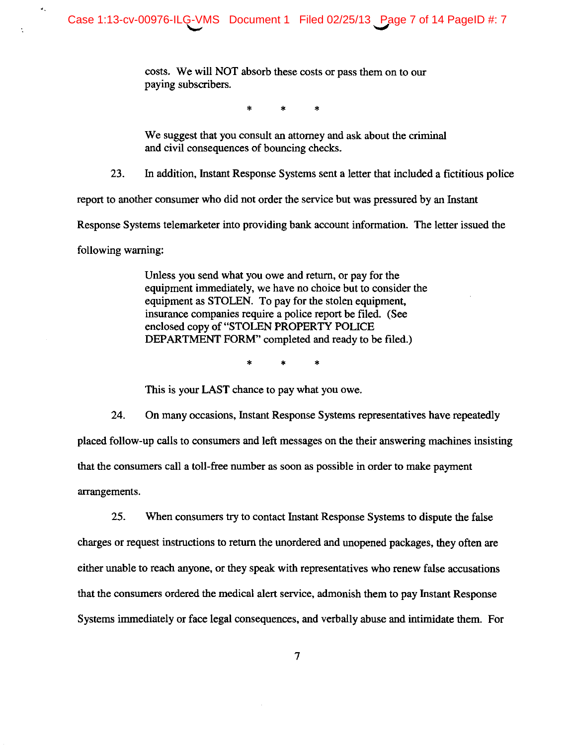> costs. We will NOT absorb these costs or pass them on to our paying subscribers.
>
> \*  \*  \*
>
> We suggest that you consult an attorney and ask about the criminal and civil consequences of bouncing checks.

23. In addition, Instant Response Systems sent a letter that included a fictitious police report to another consumer who did not order the service but was pressured by an Instant Response Systems telemarketer into providing bank account information. The letter issued the following warning:

> Unless you send what you owe and return, or pay for the equipment immediately, we have no choice but to consider the equipment as STOLEN. To pay for the stolen equipment, insurance companies require a police report be filed. (See enclosed copy of "STOLEN PROPERTY POLICE DEPARTMENT FORM" completed and ready to be filed.)
>
> \*  \*  \*
>
> This is your **LAST** chance to pay what you owe.

24. On many occasions, Instant Response Systems representatives have repeatedly placed follow-up calls to consumers and left messages on the their answering machines insisting that the consumers call a toll-free number as soon as possible in order to make payment arrangements.

25. When consumers try to contact Instant Response Systems to dispute the false charges or request instructions to return the unordered and unopened packages, they often are either unable to reach anyone, or they speak with representatives who renew false accusations that the consumers ordered the medical alert service, admonish them to pay Instant Response Systems immediately or face legal consequences, and verbally abuse and intimidate them. For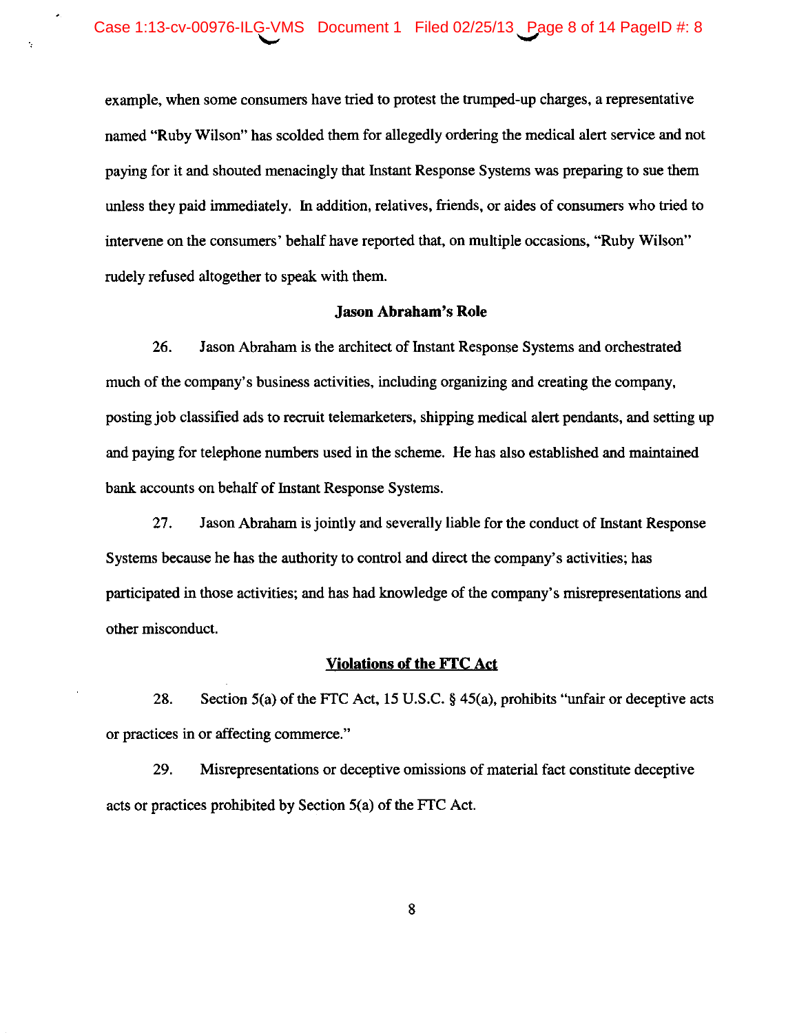example, when some consumers have tried to protest the trumped-up charges, a representative named "Ruby Wilson" has scolded them for allegedly ordering the medical alert service and not paying for it and shouted menacingly that Instant Response Systems was preparing to sue them unless they paid immediately. In addition, relatives, friends, or aides of consumers who tried to intervene on the consumers' behalf have reported that, on multiple occasions, "Ruby Wilson" rudely refused altogether to speak with them.

**Jason Abraham's Role**

26. Jason Abraham is the architect of Instant Response Systems and orchestrated much of the company's business activities, including organizing and creating the company, posting job classified ads to recruit telemarketers, shipping medical alert pendants, and setting up and paying for telephone numbers used in the scheme. He has also established and maintained bank accounts on behalf of Instant Response Systems.

27. Jason Abraham is jointly and severally liable for the conduct of Instant Response Systems because he has the authority to control and direct the company's activities; has participated in those activities; and has had knowledge of the company's misrepresentations and other misconduct.

**Violations of the FTC Act**

28. Section 5(a) of the FTC Act, 15 U.S.C. § 45(a), prohibits "unfair or deceptive acts or practices in or affecting commerce."

29. Misrepresentations or deceptive omissions of material fact constitute deceptive acts or practices prohibited by Section 5(a) of the FTC Act.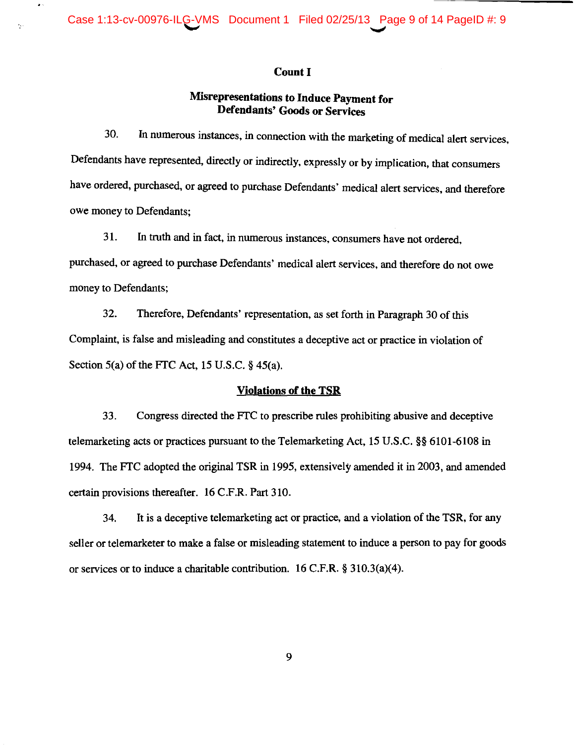## Count I

### Misrepresentations to Induce Payment for Defendants' Goods or Services

30. In numerous instances, in connection with the marketing of medical alert services, Defendants have represented, directly or indirectly, expressly or by implication, that consumers have ordered, purchased, or agreed to purchase Defendants' medical alert services, and therefore owe money to Defendants;

31. In truth and in fact, in numerous instances, consumers have not ordered, purchased, or agreed to purchase Defendants' medical alert services, and therefore do not owe money to Defendants;

32. Therefore, Defendants' representation, as set forth in Paragraph 30 of this Complaint, is false and misleading and constitutes a deceptive act or practice in violation of Section 5(a) of the FTC Act, 15 U.S.C. § 45(a).

### Violations of the TSR

33. Congress directed the FTC to prescribe rules prohibiting abusive and deceptive telemarketing acts or practices pursuant to the Telemarketing Act, 15 U.S.C. §§ 6101-6108 in 1994. The FTC adopted the original TSR in 1995, extensively amended it in 2003, and amended certain provisions thereafter. 16 C.F.R. Part 310.

34. It is a deceptive telemarketing act or practice, and a violation of the TSR, for any seller or telemarketer to make a false or misleading statement to induce a person to pay for goods or services or to induce a charitable contribution. 16 C.F.R. § 310.3(a)(4).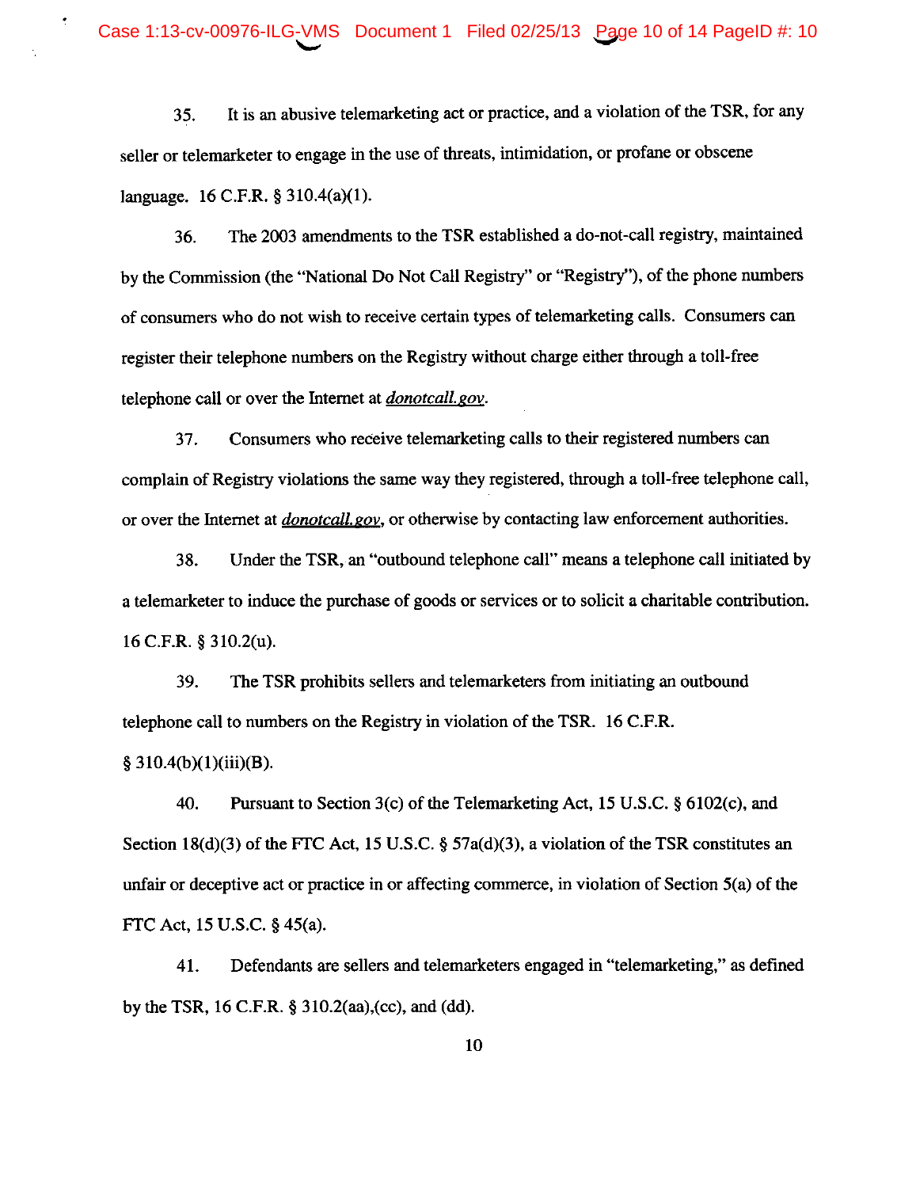35. It is an abusive telemarketing act or practice, and a violation of the TSR, for any seller or telemarketer to engage in the use of threats, intimidation, or profane or obscene language. 16 C.F.R. § 310.4(a)(1).

36. The 2003 amendments to the TSR established a do-not-call registry, maintained by the Commission (the "National Do Not Call Registry" or "Registry"), of the phone numbers of consumers who do not wish to receive certain types of telemarketing calls. Consumers can register their telephone numbers on the Registry without charge either through a toll-free telephone call or over the Internet at *donotcall.gov*.

37. Consumers who receive telemarketing calls to their registered numbers can complain of Registry violations the same way they registered, through a toll-free telephone call, or over the Internet at *donotcall.gov*, or otherwise by contacting law enforcement authorities.

38. Under the TSR, an "outbound telephone call" means a telephone call initiated by a telemarketer to induce the purchase of goods or services or to solicit a charitable contribution. 16 C.F.R. § 310.2(u).

39. The TSR prohibits sellers and telemarketers from initiating an outbound telephone call to numbers on the Registry in violation of the TSR. 16 C.F.R. § 310.4(b)(1)(iii)(B).

40. Pursuant to Section 3(c) of the Telemarketing Act, 15 U.S.C. § 6102(c), and Section 18(d)(3) of the FTC Act, 15 U.S.C. § 57a(d)(3), a violation of the TSR constitutes an unfair or deceptive act or practice in or affecting commerce, in violation of Section 5(a) of the FTC Act, 15 U.S.C. § 45(a).

41. Defendants are sellers and telemarketers engaged in "telemarketing," as defined by the TSR, 16 C.F.R. § 310.2(aa),(cc), and (dd).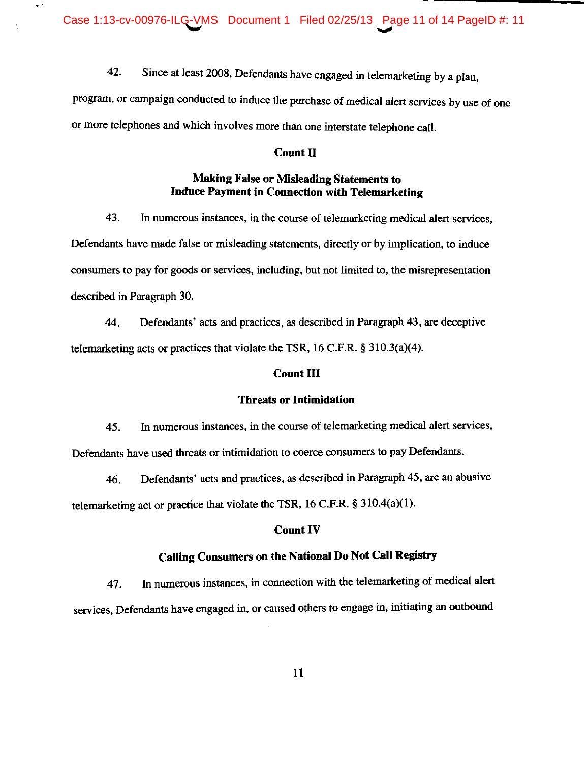42. Since at least 2008, Defendants have engaged in telemarketing by a plan, program, or campaign conducted to induce the purchase of medical alert services by use of one or more telephones and which involves more than one interstate telephone call.

**Count II**

**Making False or Misleading Statements to Induce Payment in Connection with Telemarketing**

43. In numerous instances, in the course of telemarketing medical alert services, Defendants have made false or misleading statements, directly or by implication, to induce consumers to pay for goods or services, including, but not limited to, the misrepresentation described in Paragraph 30.

44. Defendants' acts and practices, as described in Paragraph 43, are deceptive telemarketing acts or practices that violate the TSR, 16 C.F.R. § 310.3(a)(4).

**Count III**

**Threats or Intimidation**

45. In numerous instances, in the course of telemarketing medical alert services, Defendants have used threats or intimidation to coerce consumers to pay Defendants.

46. Defendants' acts and practices, as described in Paragraph 45, are an abusive telemarketing act or practice that violate the TSR, 16 C.F.R. § 310.4(a)(1).

**Count IV**

**Calling Consumers on the National Do Not Call Registry**

47. In numerous instances, in connection with the telemarketing of medical alert services, Defendants have engaged in, or caused others to engage in, initiating an outbound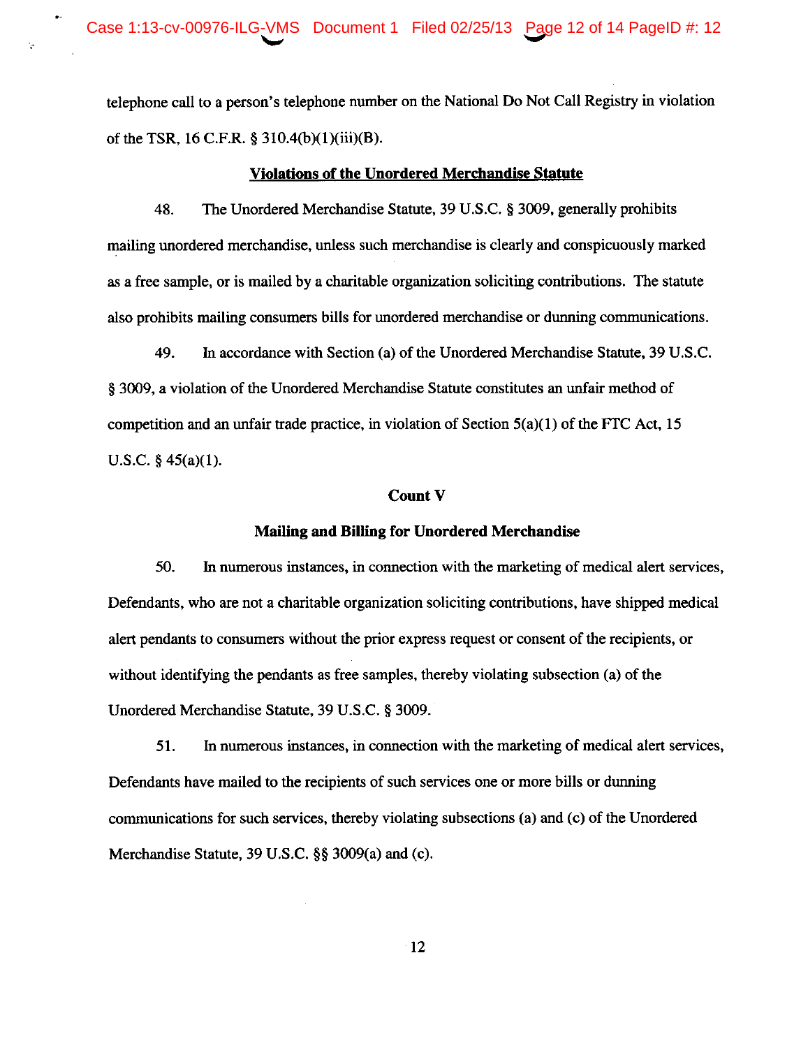telephone call to a person's telephone number on the National Do Not Call Registry in violation of the TSR, 16 C.F.R. § 310.4(b)(1)(iii)(B).

## Violations of the Unordered Merchandise Statute

48. The Unordered Merchandise Statute, 39 U.S.C. § 3009, generally prohibits mailing unordered merchandise, unless such merchandise is clearly and conspicuously marked as a free sample, or is mailed by a charitable organization soliciting contributions. The statute also prohibits mailing consumers bills for unordered merchandise or dunning communications.

49. In accordance with Section (a) of the Unordered Merchandise Statute, 39 U.S.C. § 3009, a violation of the Unordered Merchandise Statute constitutes an unfair method of competition and an unfair trade practice, in violation of Section 5(a)(1) of the FTC Act, 15 U.S.C. § 45(a)(1).

### Count V

### Mailing and Billing for Unordered Merchandise

50. In numerous instances, in connection with the marketing of medical alert services, Defendants, who are not a charitable organization soliciting contributions, have shipped medical alert pendants to consumers without the prior express request or consent of the recipients, or without identifying the pendants as free samples, thereby violating subsection (a) of the Unordered Merchandise Statute, 39 U.S.C. § 3009.

51. In numerous instances, in connection with the marketing of medical alert services, Defendants have mailed to the recipients of such services one or more bills or dunning communications for such services, thereby violating subsections (a) and (c) of the Unordered Merchandise Statute, 39 U.S.C. §§ 3009(a) and (c).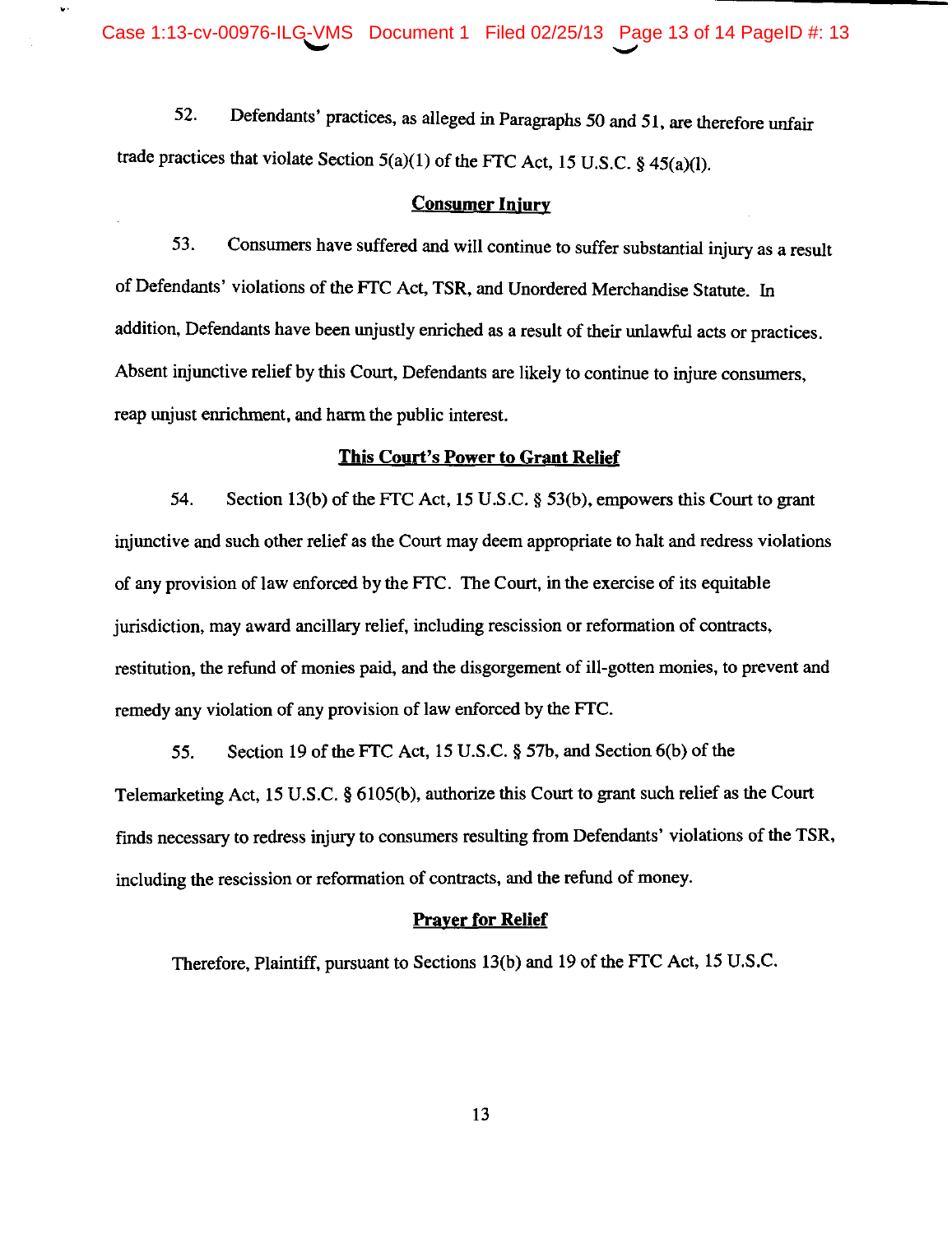52. Defendants' practices, as alleged in Paragraphs 50 and 51, are therefore unfair trade practices that violate Section 5(a)(1) of the FTC Act, 15 U.S.C. § 45(a)(l).

## Consumer Injury

53. Consumers have suffered and will continue to suffer substantial injury as a result of Defendants' violations of the FTC Act, TSR, and Unordered Merchandise Statute. In addition, Defendants have been unjustly enriched as a result of their unlawful acts or practices. Absent injunctive relief by this Court, Defendants are likely to continue to injure consumers, reap unjust enrichment, and harm the public interest.

## This Court's Power to Grant Relief

54. Section 13(b) of the FTC Act, 15 U.S.C. § 53(b), empowers this Court to grant injunctive and such other relief as the Court may deem appropriate to halt and redress violations of any provision of law enforced by the FTC. The Court, in the exercise of its equitable jurisdiction, may award ancillary relief, including rescission or reformation of contracts, restitution, the refund of monies paid, and the disgorgement of ill-gotten monies, to prevent and remedy any violation of any provision of law enforced by the FTC.

55. Section 19 of the FTC Act, 15 U.S.C. § 57b, and Section 6(b) of the Telemarketing Act, 15 U.S.C. § 6105(b), authorize this Court to grant such relief as the Court finds necessary to redress injury to consumers resulting from Defendants' violations of the TSR, including the rescission or reformation of contracts, and the refund of money.

## Prayer for Relief

Therefore, Plaintiff, pursuant to Sections 13(b) and 19 of the FTC Act, 15 U.S.C.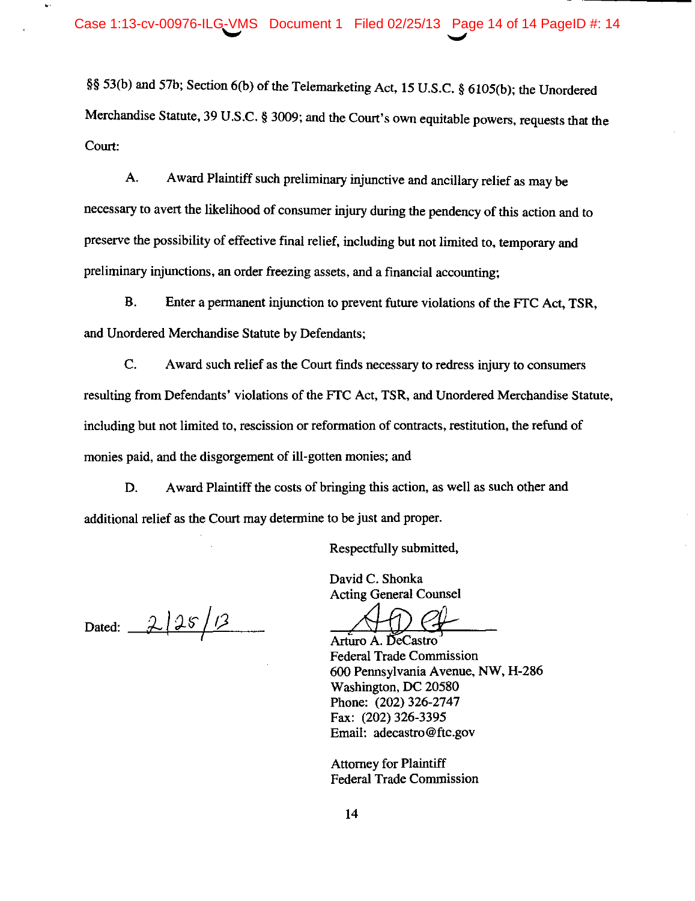§§ 53(b) and 57b; Section 6(b) of the Telemarketing Act, 15 U.S.C. § 6105(b); the Unordered Merchandise Statute, 39 U.S.C. § 3009; and the Court's own equitable powers, requests that the Court:

A. Award Plaintiff such preliminary injunctive and ancillary relief as may be necessary to avert the likelihood of consumer injury during the pendency of this action and to preserve the possibility of effective final relief, including but not limited to, temporary and preliminary injunctions, an order freezing assets, and a financial accounting;

B. Enter a permanent injunction to prevent future violations of the FTC Act, TSR, and Unordered Merchandise Statute by Defendants;

C. Award such relief as the Court finds necessary to redress injury to consumers resulting from Defendants' violations of the FTC Act, TSR, and Unordered Merchandise Statute, including but not limited to, rescission or reformation of contracts, restitution, the refund of monies paid, and the disgorgement of ill-gotten monies; and

D. Award Plaintiff the costs of bringing this action, as well as such other and additional relief as the Court may determine to be just and proper.

Respectfully submitted,

David C. Shonka
Acting General Counsel

Dated: 2/25/13

Arturo A. DeCastro
Federal Trade Commission
600 Pennsylvania Avenue, NW, H-286
Washington, DC 20580
Phone: (202) 326-2747
Fax: (202) 326-3395
Email: adecastro@ftc.gov

Attorney for Plaintiff
Federal Trade Commission